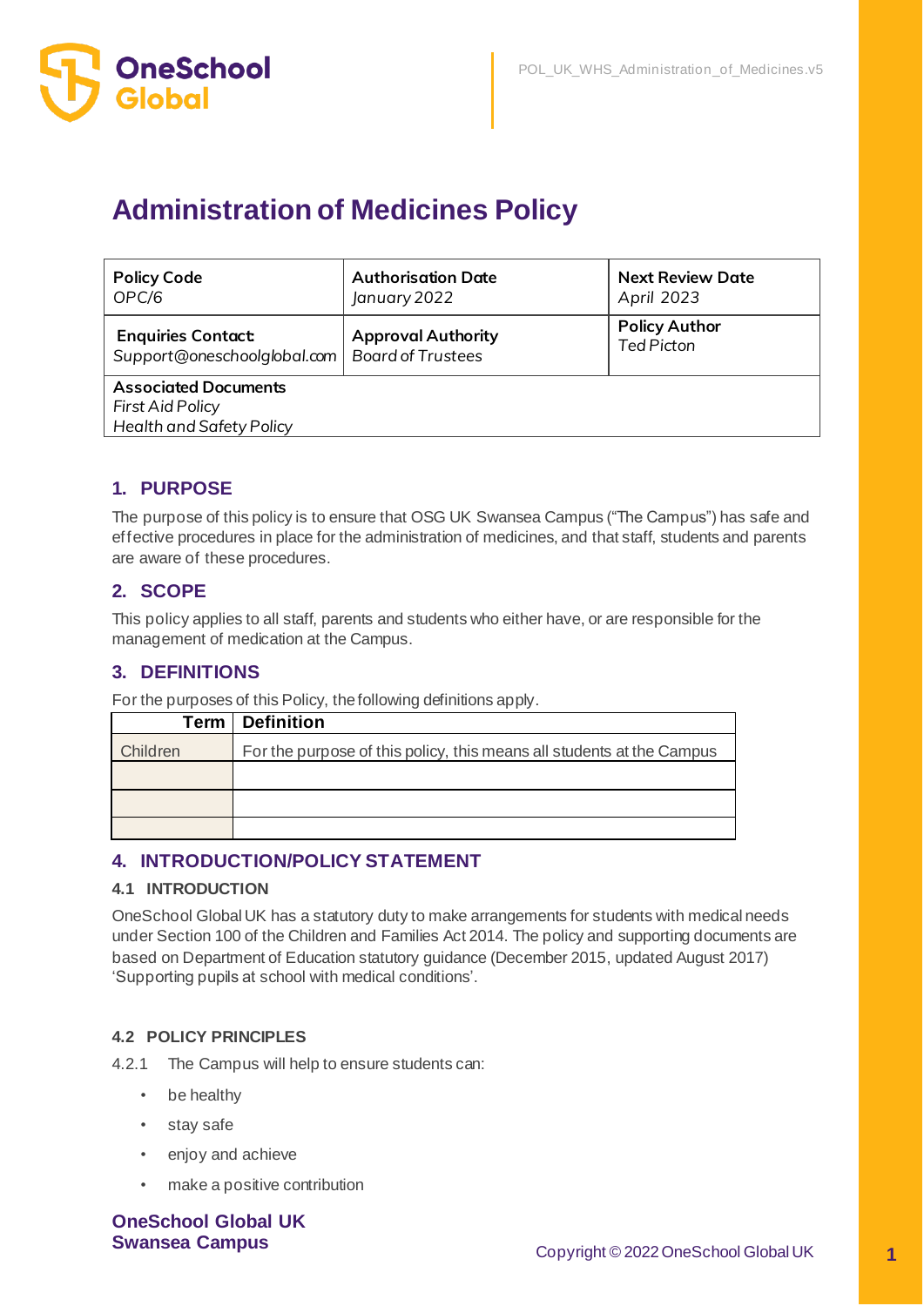# Administration of Medicines Policy

| Policy Code<br>*OPC/6* | Authorisation Date<br>*January 2022* | Next Review Date<br>*April 2023* |
|---|---|---|
| **Enquiries Contact:**<br>*Support@oneschoolglobal.com* | **Approval Authority**<br>*Board of Trustees* | **Policy Author**<br>*Ted Picton* |
| **Associated Documents**<br>*First Aid Policy*<br>*Health and Safety Policy* | | |

## 1. PURPOSE

The purpose of this policy is to ensure that OSG UK Swansea Campus ("The Campus") has safe and effective procedures in place for the administration of medicines, and that staff, students and parents are aware of these procedures.

## 2. SCOPE

This policy applies to all staff, parents and students who either have, or are responsible for the management of medication at the Campus.

## 3. DEFINITIONS

For the purposes of this Policy, the following definitions apply.

| Term | Definition |
|---|---|
| Children | For the purpose of this policy, this means all students at the Campus |
| | |
| | |
| | |

## 4. INTRODUCTION/POLICY STATEMENT

### 4.1 INTRODUCTION

OneSchool Global UK has a statutory duty to make arrangements for students with medical needs under Section 100 of the Children and Families Act 2014. The policy and supporting documents are based on Department of Education statutory guidance (December 2015, updated August 2017) 'Supporting pupils at school with medical conditions'.

### 4.2 POLICY PRINCIPLES

4.2.1 The Campus will help to ensure students can:

- be healthy
- stay safe
- enjoy and achieve
- make a positive contribution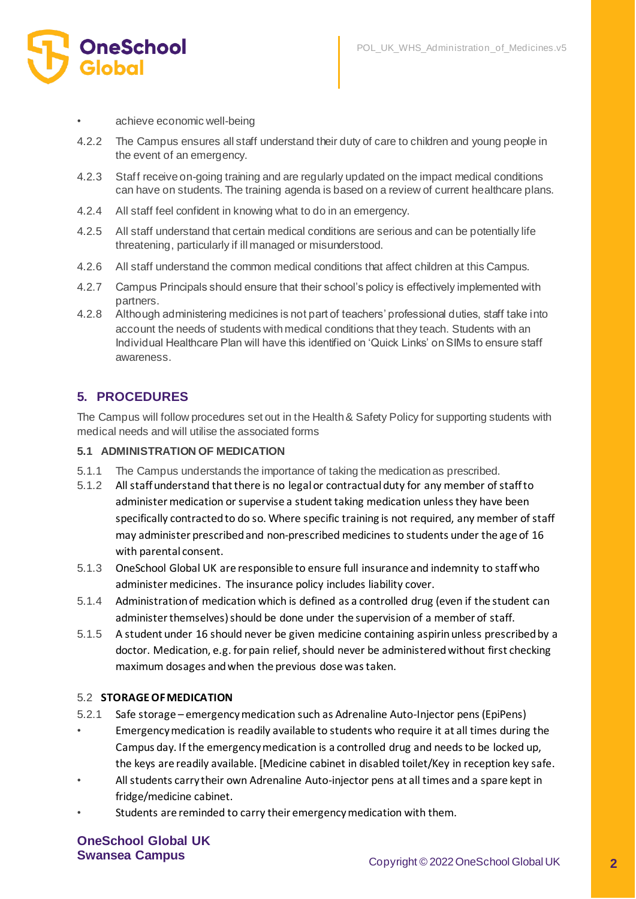- achieve economic well-being

4.2.2 The Campus ensures all staff understand their duty of care to children and young people in the event of an emergency.

4.2.3 Staff receive on-going training and are regularly updated on the impact medical conditions can have on students. The training agenda is based on a review of current healthcare plans.

4.2.4 All staff feel confident in knowing what to do in an emergency.

4.2.5 All staff understand that certain medical conditions are serious and can be potentially life threatening, particularly if ill managed or misunderstood.

4.2.6 All staff understand the common medical conditions that affect children at this Campus.

4.2.7 Campus Principals should ensure that their school's policy is effectively implemented with partners.

4.2.8 Although administering medicines is not part of teachers' professional duties, staff take into account the needs of students with medical conditions that they teach. Students with an Individual Healthcare Plan will have this identified on 'Quick Links' on SIMs to ensure staff awareness.

## 5. PROCEDURES

The Campus will follow procedures set out in the Health & Safety Policy for supporting students with medical needs and will utilise the associated forms

### 5.1 ADMINISTRATION OF MEDICATION

5.1.1 The Campus understands the importance of taking the medication as prescribed.

5.1.2 All staff understand that there is no legal or contractual duty for any member of staff to administer medication or supervise a student taking medication unless they have been specifically contracted to do so. Where specific training is not required, any member of staff may administer prescribed and non-prescribed medicines to students under the age of 16 with parental consent.

5.1.3 OneSchool Global UK are responsible to ensure full insurance and indemnity to staff who administer medicines. The insurance policy includes liability cover.

5.1.4 Administration of medication which is defined as a controlled drug (even if the student can administer themselves) should be done under the supervision of a member of staff.

5.1.5 A student under 16 should never be given medicine containing aspirin unless prescribed by a doctor. Medication, e.g. for pain relief, should never be administered without first checking maximum dosages and when the previous dose was taken.

### 5.2 STORAGE OF MEDICATION

5.2.1 Safe storage – emergency medication such as Adrenaline Auto-Injector pens (EpiPens)

- Emergency medication is readily available to students who require it at all times during the Campus day. If the emergency medication is a controlled drug and needs to be locked up, the keys are readily available. [Medicine cabinet in disabled toilet/Key in reception key safe.
- All students carry their own Adrenaline Auto-injector pens at all times and a spare kept in fridge/medicine cabinet.
- Students are reminded to carry their emergency medication with them.

**OneSchool Global UK**
**Swansea Campus**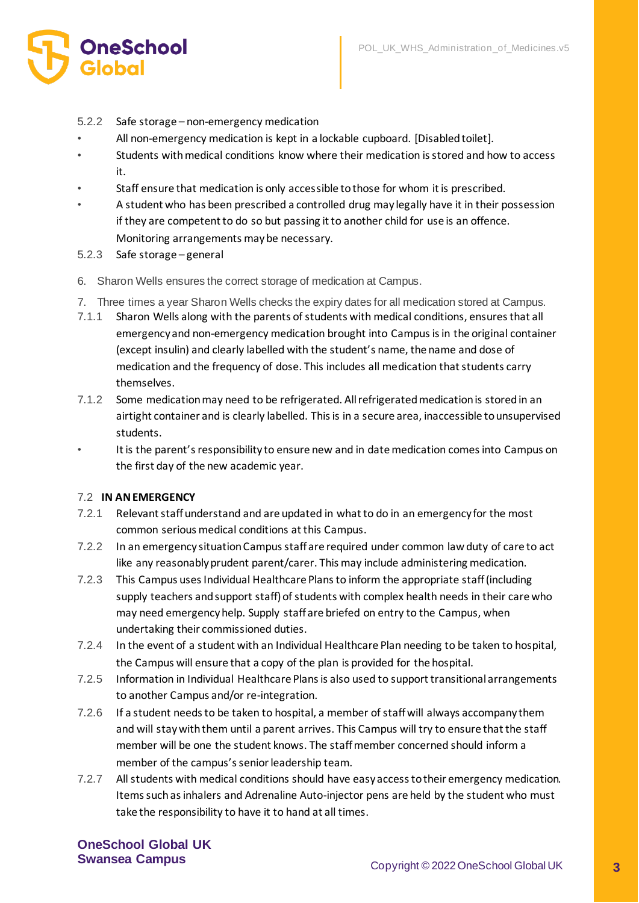5.2.2 Safe storage – non-emergency medication

- All non-emergency medication is kept in a lockable cupboard. [Disabled toilet].
- Students with medical conditions know where their medication is stored and how to access it.
- Staff ensure that medication is only accessible to those for whom it is prescribed.
- A student who has been prescribed a controlled drug may legally have it in their possession if they are competent to do so but passing it to another child for use is an offence. Monitoring arrangements may be necessary.

5.2.3 Safe storage – general

6. Sharon Wells ensures the correct storage of medication at Campus.

7. Three times a year Sharon Wells checks the expiry dates for all medication stored at Campus.

7.1.1 Sharon Wells along with the parents of students with medical conditions, ensures that all emergency and non-emergency medication brought into Campus is in the original container (except insulin) and clearly labelled with the student's name, the name and dose of medication and the frequency of dose. This includes all medication that students carry themselves.

7.1.2 Some medication may need to be refrigerated. All refrigerated medication is stored in an airtight container and is clearly labelled. This is in a secure area, inaccessible to unsupervised students.

- It is the parent's responsibility to ensure new and in date medication comes into Campus on the first day of the new academic year.

7.2 **IN AN EMERGENCY**

7.2.1 Relevant staff understand and are updated in what to do in an emergency for the most common serious medical conditions at this Campus.

7.2.2 In an emergency situation Campus staff are required under common law duty of care to act like any reasonably prudent parent/carer. This may include administering medication.

7.2.3 This Campus uses Individual Healthcare Plans to inform the appropriate staff (including supply teachers and support staff) of students with complex health needs in their care who may need emergency help. Supply staff are briefed on entry to the Campus, when undertaking their commissioned duties.

7.2.4 In the event of a student with an Individual Healthcare Plan needing to be taken to hospital, the Campus will ensure that a copy of the plan is provided for the hospital.

7.2.5 Information in Individual Healthcare Plans is also used to support transitional arrangements to another Campus and/or re-integration.

7.2.6 If a student needs to be taken to hospital, a member of staff will always accompany them and will stay with them until a parent arrives. This Campus will try to ensure that the staff member will be one the student knows. The staff member concerned should inform a member of the campus's senior leadership team.

7.2.7 All students with medical conditions should have easy access to their emergency medication. Items such as inhalers and Adrenaline Auto-injector pens are held by the student who must take the responsibility to have it to hand at all times.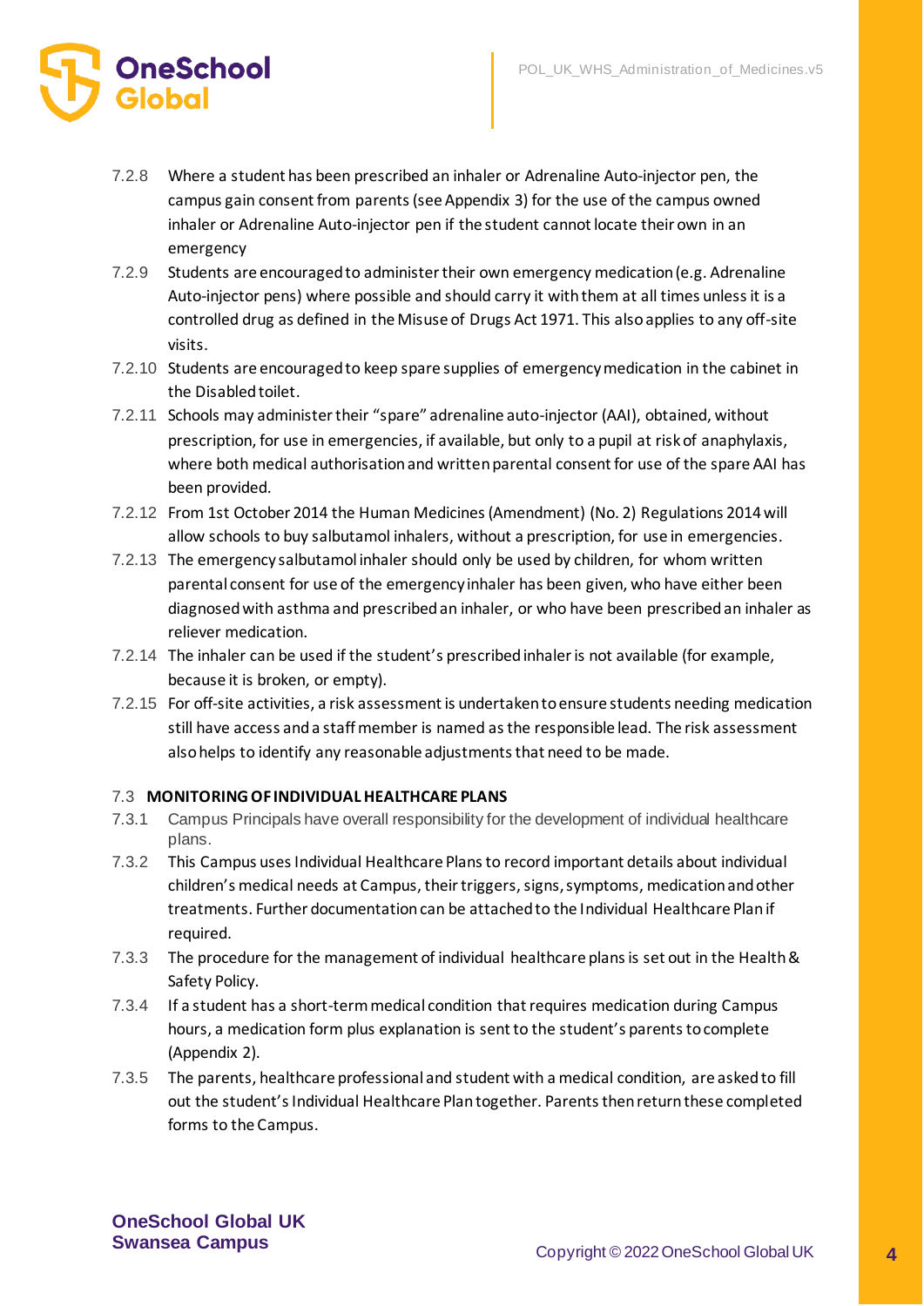7.2.8 Where a student has been prescribed an inhaler or Adrenaline Auto-injector pen, the campus gain consent from parents (see Appendix 3) for the use of the campus owned inhaler or Adrenaline Auto-injector pen if the student cannot locate their own in an emergency

7.2.9 Students are encouraged to administer their own emergency medication (e.g. Adrenaline Auto-injector pens) where possible and should carry it with them at all times unless it is a controlled drug as defined in the Misuse of Drugs Act 1971. This also applies to any off-site visits.

7.2.10 Students are encouraged to keep spare supplies of emergency medication in the cabinet in the Disabled toilet.

7.2.11 Schools may administer their "spare" adrenaline auto-injector (AAI), obtained, without prescription, for use in emergencies, if available, but only to a pupil at risk of anaphylaxis, where both medical authorisation and written parental consent for use of the spare AAI has been provided.

7.2.12 From 1st October 2014 the Human Medicines (Amendment) (No. 2) Regulations 2014 will allow schools to buy salbutamol inhalers, without a prescription, for use in emergencies.

7.2.13 The emergency salbutamol inhaler should only be used by children, for whom written parental consent for use of the emergency inhaler has been given, who have either been diagnosed with asthma and prescribed an inhaler, or who have been prescribed an inhaler as reliever medication.

7.2.14 The inhaler can be used if the student's prescribed inhaler is not available (for example, because it is broken, or empty).

7.2.15 For off-site activities, a risk assessment is undertaken to ensure students needing medication still have access and a staff member is named as the responsible lead. The risk assessment also helps to identify any reasonable adjustments that need to be made.

### 7.3 MONITORING OF INDIVIDUAL HEALTHCARE PLANS

7.3.1 Campus Principals have overall responsibility for the development of individual healthcare plans.

7.3.2 This Campus uses Individual Healthcare Plans to record important details about individual children's medical needs at Campus, their triggers, signs, symptoms, medication and other treatments. Further documentation can be attached to the Individual Healthcare Plan if required.

7.3.3 The procedure for the management of individual healthcare plans is set out in the Health & Safety Policy.

7.3.4 If a student has a short-term medical condition that requires medication during Campus hours, a medication form plus explanation is sent to the student's parents to complete (Appendix 2).

7.3.5 The parents, healthcare professional and student with a medical condition, are asked to fill out the student's Individual Healthcare Plan together. Parents then return these completed forms to the Campus.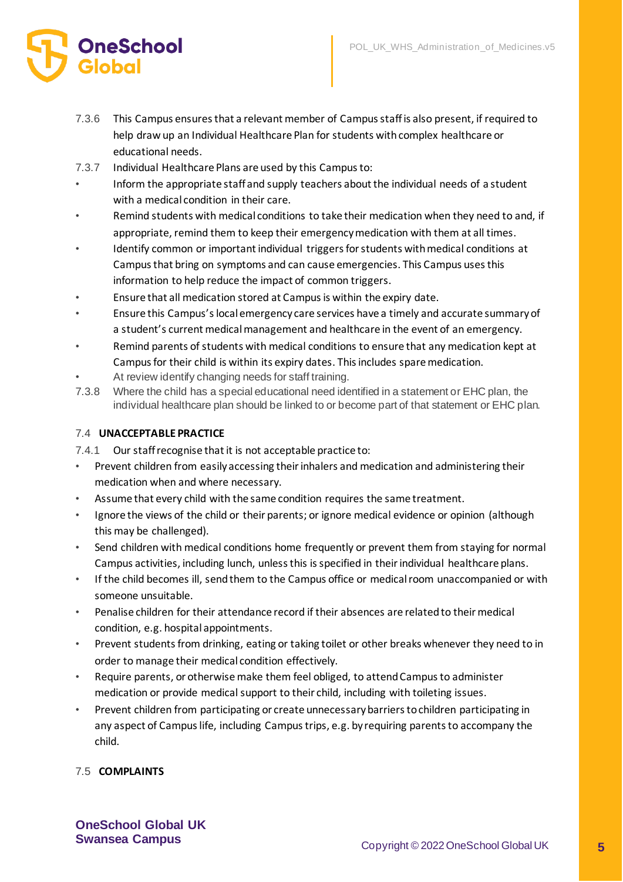7.3.6 This Campus ensures that a relevant member of Campus staff is also present, if required to help draw up an Individual Healthcare Plan for students with complex healthcare or educational needs.

7.3.7 Individual Healthcare Plans are used by this Campus to:

- Inform the appropriate staff and supply teachers about the individual needs of a student with a medical condition in their care.
- Remind students with medical conditions to take their medication when they need to and, if appropriate, remind them to keep their emergency medication with them at all times.
- Identify common or important individual triggers for students with medical conditions at Campus that bring on symptoms and can cause emergencies. This Campus uses this information to help reduce the impact of common triggers.
- Ensure that all medication stored at Campus is within the expiry date.
- Ensure this Campus's local emergency care services have a timely and accurate summary of a student's current medical management and healthcare in the event of an emergency.
- Remind parents of students with medical conditions to ensure that any medication kept at Campus for their child is within its expiry dates. This includes spare medication.
- At review identify changing needs for staff training.

7.3.8 Where the child has a special educational need identified in a statement or EHC plan, the individual healthcare plan should be linked to or become part of that statement or EHC plan.

### 7.4 UNACCEPTABLE PRACTICE

7.4.1 Our staff recognise that it is not acceptable practice to:

- Prevent children from easily accessing their inhalers and medication and administering their medication when and where necessary.
- Assume that every child with the same condition requires the same treatment.
- Ignore the views of the child or their parents; or ignore medical evidence or opinion (although this may be challenged).
- Send children with medical conditions home frequently or prevent them from staying for normal Campus activities, including lunch, unless this is specified in their individual healthcare plans.
- If the child becomes ill, send them to the Campus office or medical room unaccompanied or with someone unsuitable.
- Penalise children for their attendance record if their absences are related to their medical condition, e.g. hospital appointments.
- Prevent students from drinking, eating or taking toilet or other breaks whenever they need to in order to manage their medical condition effectively.
- Require parents, or otherwise make them feel obliged, to attend Campus to administer medication or provide medical support to their child, including with toileting issues.
- Prevent children from participating or create unnecessary barriers to children participating in any aspect of Campus life, including Campus trips, e.g. by requiring parents to accompany the child.

### 7.5 COMPLAINTS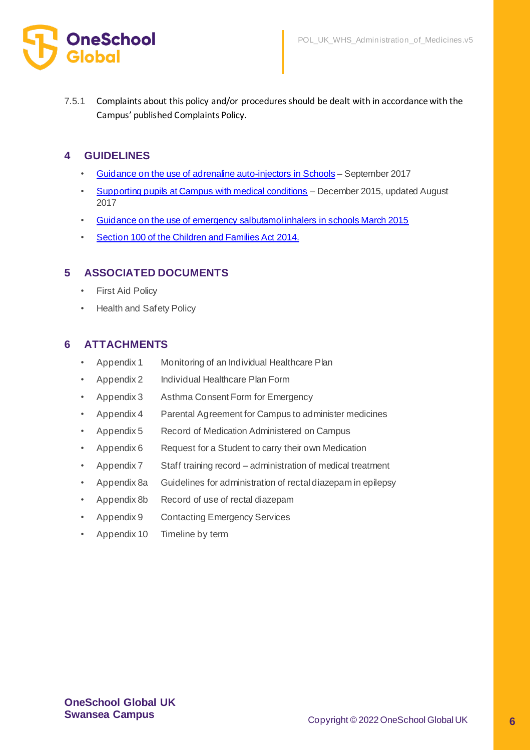7.5.1 Complaints about this policy and/or procedures should be dealt with in accordance with the Campus' published Complaints Policy.

## 4 GUIDELINES

- Guidance on the use of adrenaline auto-injectors in Schools – September 2017
- Supporting pupils at Campus with medical conditions – December 2015, updated August 2017
- Guidance on the use of emergency salbutamol inhalers in schools March 2015
- Section 100 of the Children and Families Act 2014.

## 5 ASSOCIATED DOCUMENTS

- First Aid Policy
- Health and Safety Policy

## 6 ATTACHMENTS

- Appendix 1 Monitoring of an Individual Healthcare Plan
- Appendix 2 Individual Healthcare Plan Form
- Appendix 3 Asthma Consent Form for Emergency
- Appendix 4 Parental Agreement for Campus to administer medicines
- Appendix 5 Record of Medication Administered on Campus
- Appendix 6 Request for a Student to carry their own Medication
- Appendix 7 Staff training record – administration of medical treatment
- Appendix 8a Guidelines for administration of rectal diazepam in epilepsy
- Appendix 8b Record of use of rectal diazepam
- Appendix 9 Contacting Emergency Services
- Appendix 10 Timeline by term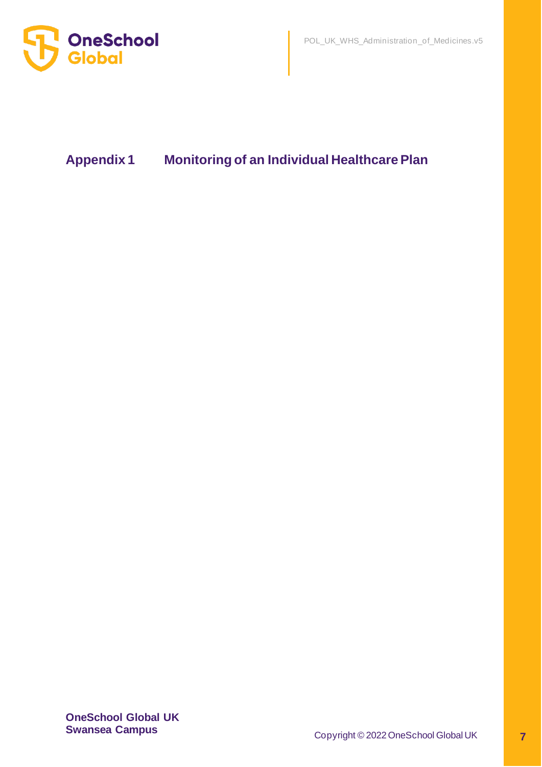## Appendix 1 Monitoring of an Individual Healthcare Plan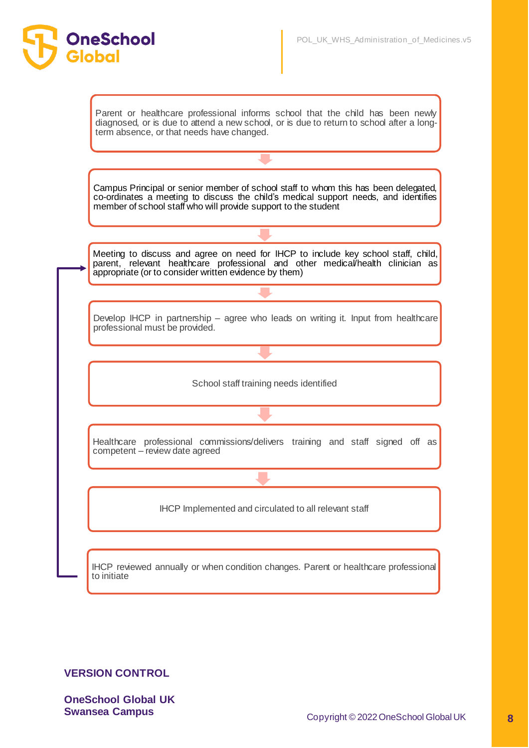Parent or healthcare professional informs school that the child has been newly diagnosed, or is due to attend a new school, or is due to return to school after a long-term absence, or that needs have changed.

↓

Campus Principal or senior member of school staff to whom this has been delegated, co-ordinates a meeting to discuss the child's medical support needs, and identifies member of school staff who will provide support to the student

↓

Meeting to discuss and agree on need for IHCP to include key school staff, child, parent, relevant healthcare professional and other medical/health clinician as appropriate (or to consider written evidence by them)

↓

Develop IHCP in partnership – agree who leads on writing it. Input from healthcare professional must be provided.

↓

School staff training needs identified

↓

Healthcare professional commissions/delivers training and staff signed off as competent – review date agreed

↓

IHCP Implemented and circulated to all relevant staff

↓

IHCP reviewed annually or when condition changes. Parent or healthcare professional to initiate

(returns to: Meeting to discuss and agree on need for IHCP)

**VERSION CONTROL**

**OneSchool Global UK**
**Swansea Campus**

Copyright © 2022 OneSchool Global UK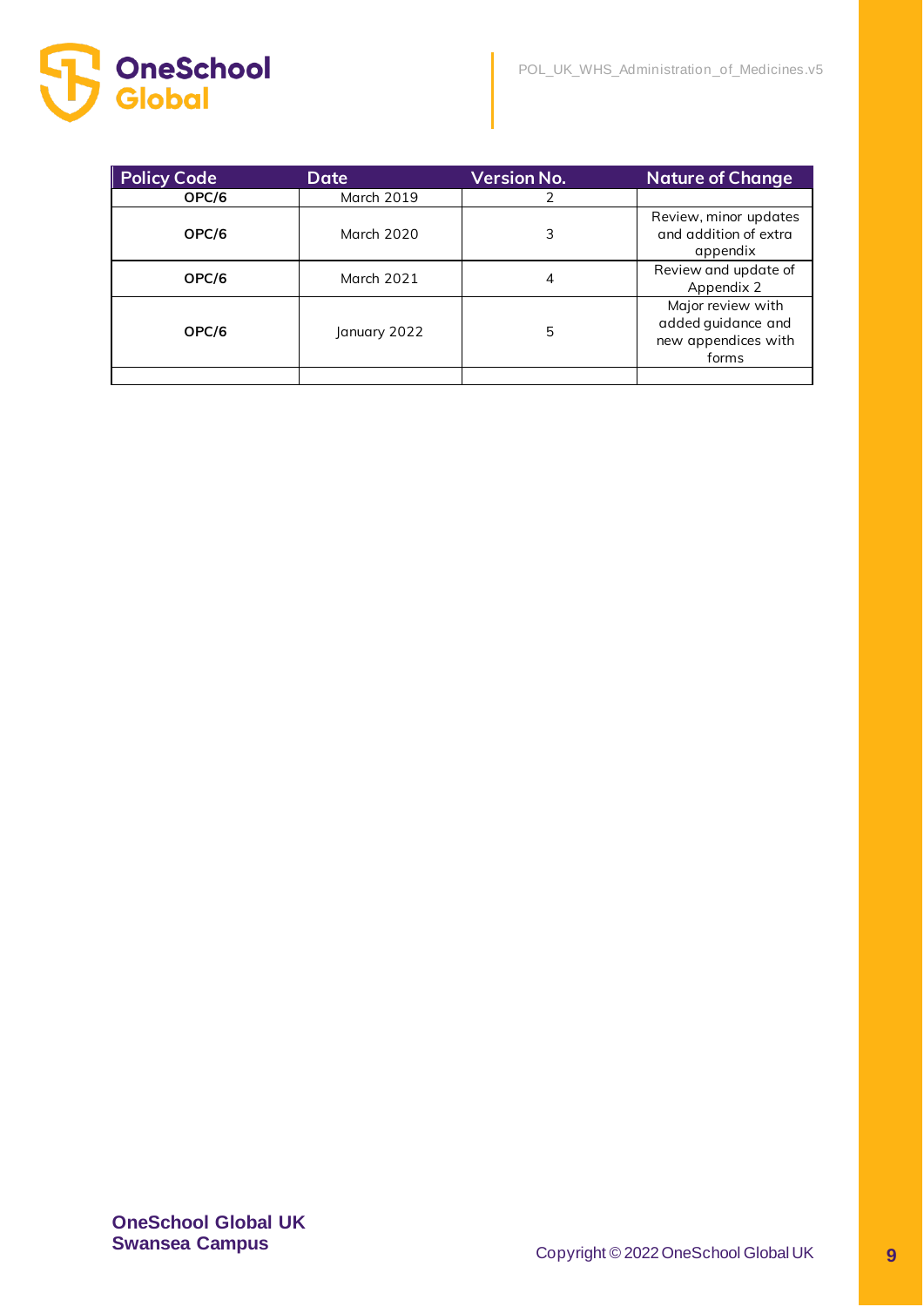| Policy Code | Date | Version No. | Nature of Change |
|---|---|---|---|
| **OPC/6** | March 2019 | 2 | |
| **OPC/6** | March 2020 | 3 | Review, minor updates and addition of extra appendix |
| **OPC/6** | March 2021 | 4 | Review and update of Appendix 2 |
| **OPC/6** | January 2022 | 5 | Major review with added guidance and new appendices with forms |
| | | | |